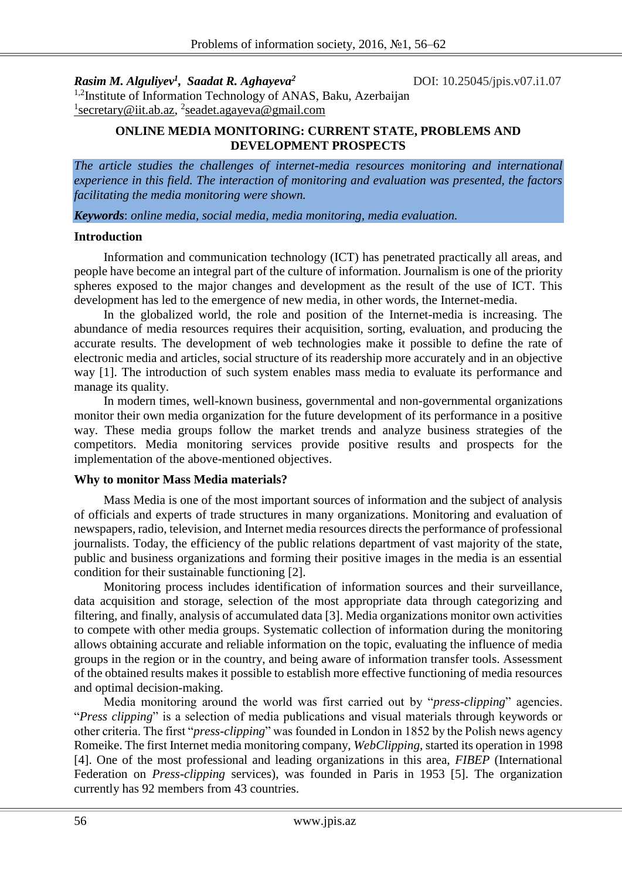***Rasim M. Alguliyev*[1], *Saadat R. Aghayeva*[2]** DOI: 10.25045/jpis.v07.i1.07

[1,2]Institute of Information Technology of ANAS, Baku, Azerbaijan

[1]secretary@iit.ab.az, [2]seadet.agayeva@gmail.com

# ONLINE MEDIA MONITORING: CURRENT STATE, PROBLEMS AND DEVELOPMENT PROSPECTS

*The article studies the challenges of internet-media resources monitoring and international experience in this field. The interaction of monitoring and evaluation was presented, the factors facilitating the media monitoring were shown.*

***Keywords**: online media, social media, media monitoring, media evaluation.*

## Introduction

Information and communication technology (ICT) has penetrated practically all areas, and people have become an integral part of the culture of information. Journalism is one of the priority spheres exposed to the major changes and development as the result of the use of ICT. This development has led to the emergence of new media, in other words, the Internet-media.

In the globalized world, the role and position of the Internet-media is increasing. The abundance of media resources requires their acquisition, sorting, evaluation, and producing the accurate results. The development of web technologies make it possible to define the rate of electronic media and articles, social structure of its readership more accurately and in an objective way [1]. The introduction of such system enables mass media to evaluate its performance and manage its quality.

In modern times, well-known business, governmental and non-governmental organizations monitor their own media organization for the future development of its performance in a positive way. These media groups follow the market trends and analyze business strategies of the competitors. Media monitoring services provide positive results and prospects for the implementation of the above-mentioned objectives.

## Why to monitor Mass Media materials?

Mass Media is one of the most important sources of information and the subject of analysis of officials and experts of trade structures in many organizations. Monitoring and evaluation of newspapers, radio, television, and Internet media resources directs the performance of professional journalists. Today, the efficiency of the public relations department of vast majority of the state, public and business organizations and forming their positive images in the media is an essential condition for their sustainable functioning [2].

Monitoring process includes identification of information sources and their surveillance, data acquisition and storage, selection of the most appropriate data through categorizing and filtering, and finally, analysis of accumulated data [3]. Media organizations monitor own activities to compete with other media groups. Systematic collection of information during the monitoring allows obtaining accurate and reliable information on the topic, evaluating the influence of media groups in the region or in the country, and being aware of information transfer tools. Assessment of the obtained results makes it possible to establish more effective functioning of media resources and optimal decision-making.

Media monitoring around the world was first carried out by "*press-clipping*" agencies. "*Press clipping*" is a selection of media publications and visual materials through keywords or other criteria. The first "*press-clipping*" was founded in London in 1852 by the Polish news agency Romeike. The first Internet media monitoring company, *WebClipping*, started its operation in 1998 [4]. One of the most professional and leading organizations in this area, *FIBEP* (International Federation on *Press-clipping* services), was founded in Paris in 1953 [5]. The organization currently has 92 members from 43 countries.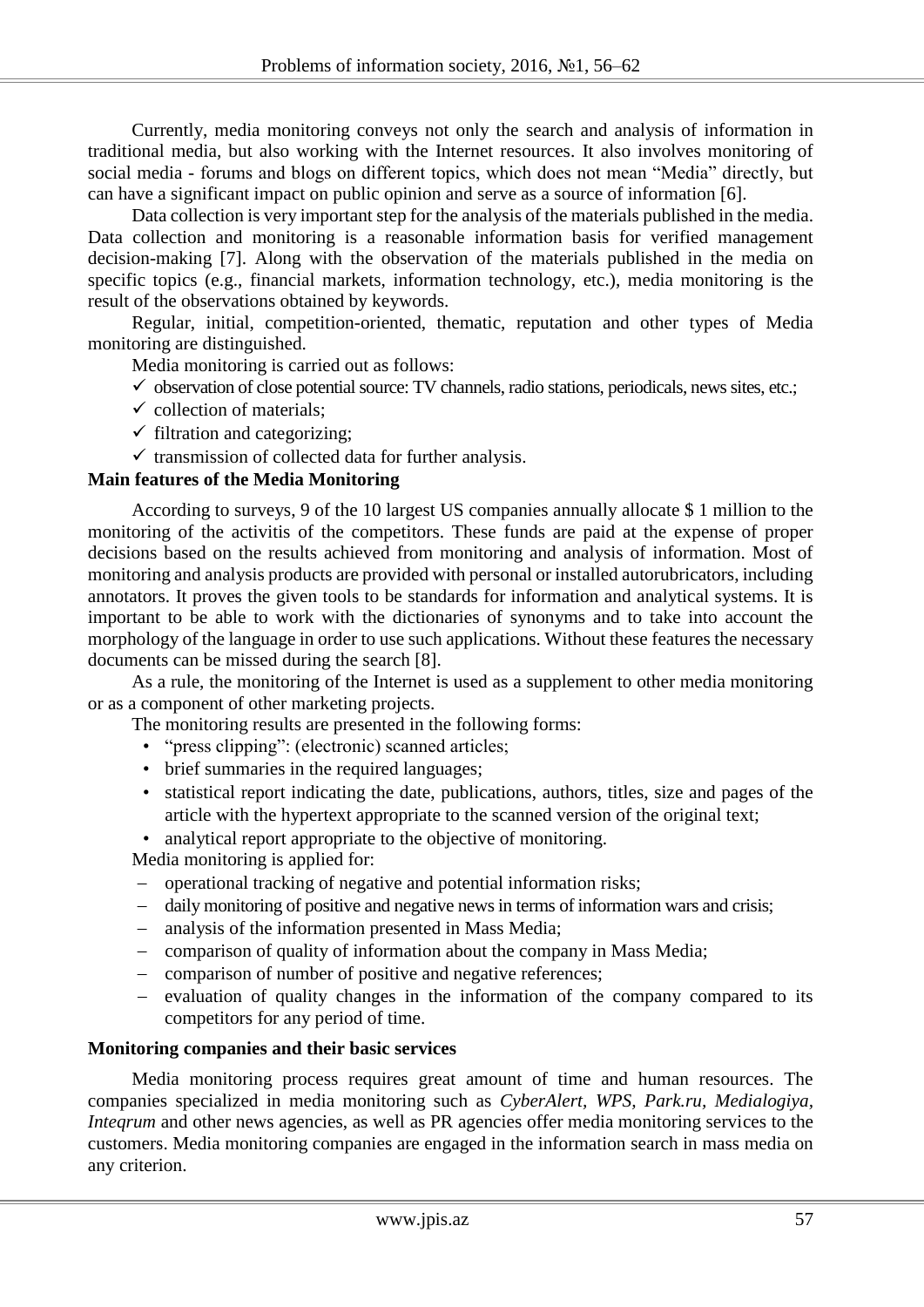Currently, media monitoring conveys not only the search and analysis of information in traditional media, but also working with the Internet resources. It also involves monitoring of social media - forums and blogs on different topics, which does not mean "Media" directly, but can have a significant impact on public opinion and serve as a source of information [6].

Data collection is very important step for the analysis of the materials published in the media. Data collection and monitoring is a reasonable information basis for verified management decision-making [7]. Along with the observation of the materials published in the media on specific topics (e.g., financial markets, information technology, etc.), media monitoring is the result of the observations obtained by keywords.

Regular, initial, competition-oriented, thematic, reputation and other types of Media monitoring are distinguished.

Media monitoring is carried out as follows:

- ✓ observation of close potential source: TV channels, radio stations, periodicals, news sites, etc.;
- ✓ collection of materials;
- ✓ filtration and categorizing;
- ✓ transmission of collected data for further analysis.

**Main features of the Media Monitoring**

According to surveys, 9 of the 10 largest US companies annually allocate $ 1 million to the monitoring of the activitis of the competitors. These funds are paid at the expense of proper decisions based on the results achieved from monitoring and analysis of information. Most of monitoring and analysis products are provided with personal or installed autorubricators, including annotators. It proves the given tools to be standards for information and analytical systems. It is important to be able to work with the dictionaries of synonyms and to take into account the morphology of the language in order to use such applications. Without these features the necessary documents can be missed during the search [8].

As a rule, the monitoring of the Internet is used as a supplement to other media monitoring or as a component of other marketing projects.

The monitoring results are presented in the following forms:

- "press clipping": (electronic) scanned articles;
- brief summaries in the required languages;
- statistical report indicating the date, publications, authors, titles, size and pages of the article with the hypertext appropriate to the scanned version of the original text;
- analytical report appropriate to the objective of monitoring.

Media monitoring is applied for:

- operational tracking of negative and potential information risks;
- daily monitoring of positive and negative news in terms of information wars and crisis;
- analysis of the information presented in Mass Media;
- comparison of quality of information about the company in Mass Media;
- comparison of number of positive and negative references;
- evaluation of quality changes in the information of the company compared to its competitors for any period of time.

**Monitoring companies and their basic services**

Media monitoring process requires great amount of time and human resources. The companies specialized in media monitoring such as *CyberAlert, WPS, Park.ru, Medialogiya, Inteqrum* and other news agencies, as well as PR agencies offer media monitoring services to the customers. Media monitoring companies are engaged in the information search in mass media on any criterion.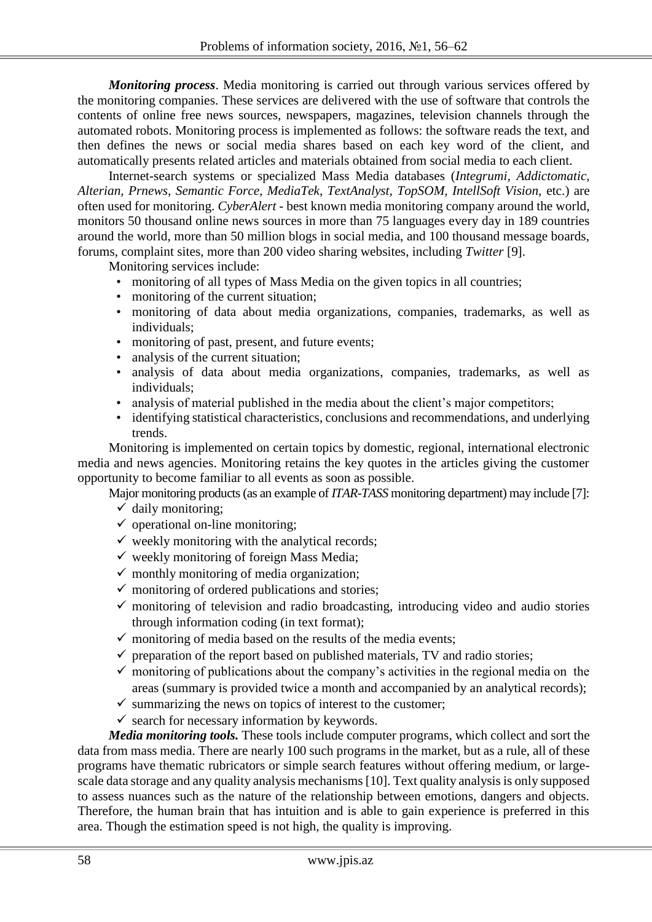***Monitoring process***. Media monitoring is carried out through various services offered by the monitoring companies. These services are delivered with the use of software that controls the contents of online free news sources, newspapers, magazines, television channels through the automated robots. Monitoring process is implemented as follows: the software reads the text, and then defines the news or social media shares based on each key word of the client, and automatically presents related articles and materials obtained from social media to each client.

Internet-search systems or specialized Mass Media databases (*Integrumi, Addictomatic, Alterian, Prnews, Semantic Force, MediaTek, TextAnalyst, TopSOM, IntellSoft Vision*, etc.) are often used for monitoring. *CyberAlert* - best known media monitoring company around the world, monitors 50 thousand online news sources in more than 75 languages every day in 189 countries around the world, more than 50 million blogs in social media, and 100 thousand message boards, forums, complaint sites, more than 200 video sharing websites, including *Twitter* [9].

Monitoring services include:

- monitoring of all types of Mass Media on the given topics in all countries;
- monitoring of the current situation;
- monitoring of data about media organizations, companies, trademarks, as well as individuals;
- monitoring of past, present, and future events;
- analysis of the current situation;
- analysis of data about media organizations, companies, trademarks, as well as individuals;
- analysis of material published in the media about the client's major competitors;
- identifying statistical characteristics, conclusions and recommendations, and underlying trends.

Monitoring is implemented on certain topics by domestic, regional, international electronic media and news agencies. Monitoring retains the key quotes in the articles giving the customer opportunity to become familiar to all events as soon as possible.

Major monitoring products (as an example of *ITAR-TASS* monitoring department) may include [7]:

- ✓ daily monitoring;
- ✓ operational on-line monitoring;
- ✓ weekly monitoring with the analytical records;
- ✓ weekly monitoring of foreign Mass Media;
- ✓ monthly monitoring of media organization;
- ✓ monitoring of ordered publications and stories;
- ✓ monitoring of television and radio broadcasting, introducing video and audio stories through information coding (in text format);
- ✓ monitoring of media based on the results of the media events;
- ✓ preparation of the report based on published materials, TV and radio stories;
- ✓ monitoring of publications about the company's activities in the regional media on the areas (summary is provided twice a month and accompanied by an analytical records);
- ✓ summarizing the news on topics of interest to the customer;
- ✓ search for necessary information by keywords.

***Media monitoring tools.*** These tools include computer programs, which collect and sort the data from mass media. There are nearly 100 such programs in the market, but as a rule, all of these programs have thematic rubricators or simple search features without offering medium, or large-scale data storage and any quality analysis mechanisms [10]. Text quality analysis is only supposed to assess nuances such as the nature of the relationship between emotions, dangers and objects. Therefore, the human brain that has intuition and is able to gain experience is preferred in this area. Though the estimation speed is not high, the quality is improving.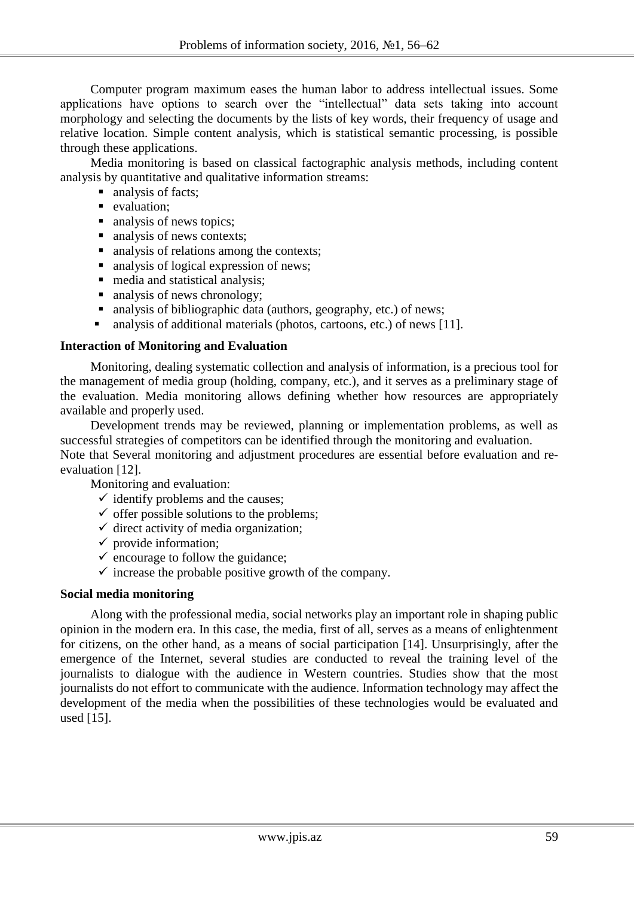Computer program maximum eases the human labor to address intellectual issues. Some applications have options to search over the "intellectual" data sets taking into account morphology and selecting the documents by the lists of key words, their frequency of usage and relative location. Simple content analysis, which is statistical semantic processing, is possible through these applications.

Media monitoring is based on classical factographic analysis methods, including content analysis by quantitative and qualitative information streams:

- analysis of facts;
- evaluation;
- analysis of news topics;
- analysis of news contexts;
- analysis of relations among the contexts;
- analysis of logical expression of news;
- media and statistical analysis;
- analysis of news chronology;
- analysis of bibliographic data (authors, geography, etc.) of news;
- analysis of additional materials (photos, cartoons, etc.) of news [11].

**Interaction of Monitoring and Evaluation**

Monitoring, dealing systematic collection and analysis of information, is a precious tool for the management of media group (holding, company, etc.), and it serves as a preliminary stage of the evaluation. Media monitoring allows defining whether how resources are appropriately available and properly used.

Development trends may be reviewed, planning or implementation problems, as well as successful strategies of competitors can be identified through the monitoring and evaluation.

Note that Several monitoring and adjustment procedures are essential before evaluation and re-evaluation [12].

Monitoring and evaluation:

- ✓ identify problems and the causes;
- ✓ offer possible solutions to the problems;
- ✓ direct activity of media organization;
- ✓ provide information;
- ✓ encourage to follow the guidance;
- ✓ increase the probable positive growth of the company.

**Social media monitoring**

Along with the professional media, social networks play an important role in shaping public opinion in the modern era. In this case, the media, first of all, serves as a means of enlightenment for citizens, on the other hand, as a means of social participation [14]. Unsurprisingly, after the emergence of the Internet, several studies are conducted to reveal the training level of the journalists to dialogue with the audience in Western countries. Studies show that the most journalists do not effort to communicate with the audience. Information technology may affect the development of the media when the possibilities of these technologies would be evaluated and used [15].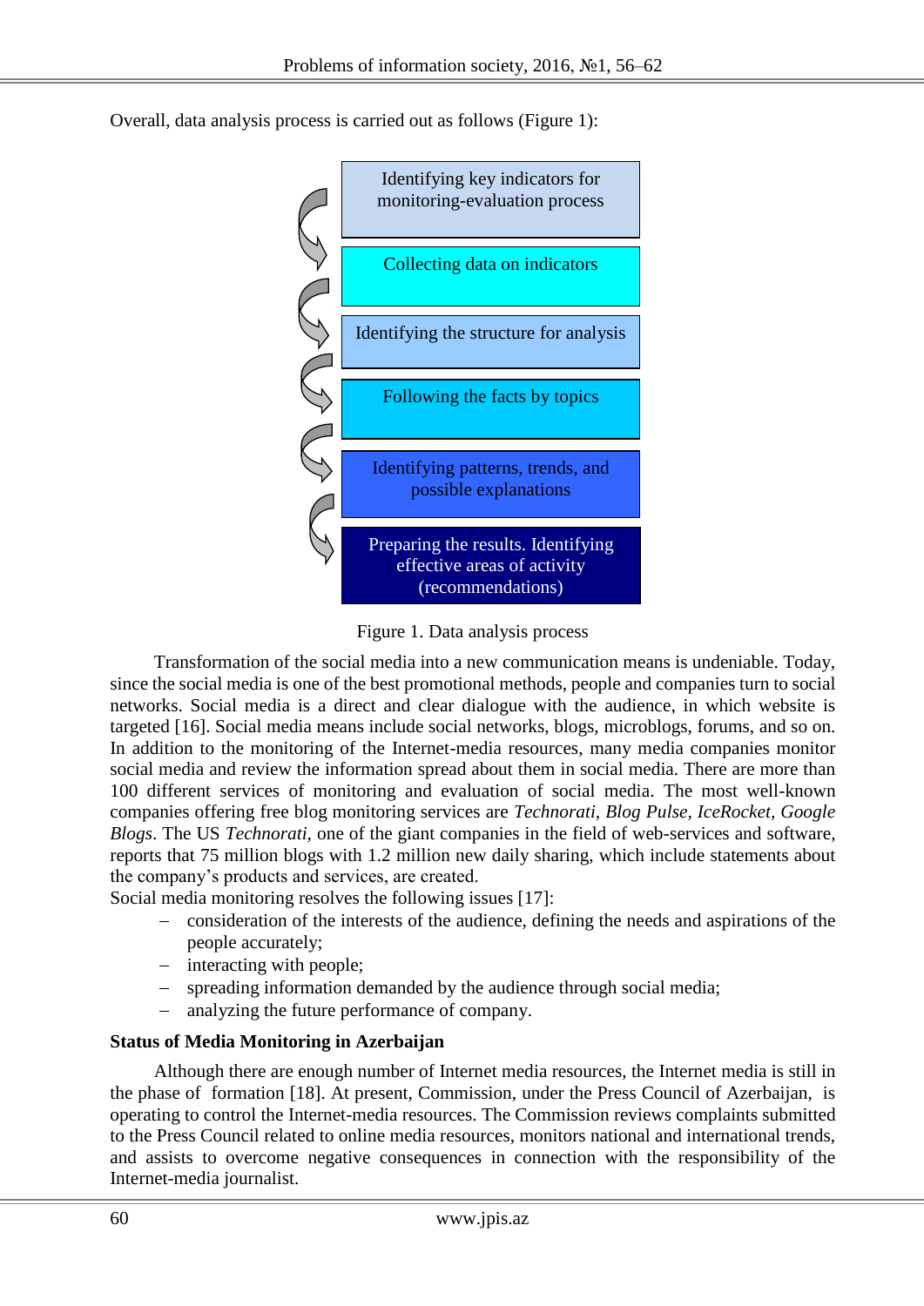Overall, data analysis process is carried out as follows (Figure 1):

Identifying key indicators for monitoring-evaluation process

Collecting data on indicators

Identifying the structure for analysis

Following the facts by topics

Identifying patterns, trends, and possible explanations

Preparing the results. Identifying effective areas of activity (recommendations)

Figure 1. Data analysis process

Transformation of the social media into a new communication means is undeniable. Today, since the social media is one of the best promotional methods, people and companies turn to social networks. Social media is a direct and clear dialogue with the audience, in which website is targeted [16]. Social media means include social networks, blogs, microblogs, forums, and so on. In addition to the monitoring of the Internet-media resources, many media companies monitor social media and review the information spread about them in social media. There are more than 100 different services of monitoring and evaluation of social media. The most well-known companies offering free blog monitoring services are *Technorati, Blog Pulse, IceRocket, Google Blogs*. The US *Technorati*, one of the giant companies in the field of web-services and software, reports that 75 million blogs with 1.2 million new daily sharing, which include statements about the company's products and services, are created.

Social media monitoring resolves the following issues [17]:

- consideration of the interests of the audience, defining the needs and aspirations of the people accurately;
- interacting with people;
- spreading information demanded by the audience through social media;
- analyzing the future performance of company.

**Status of Media Monitoring in Azerbaijan**

Although there are enough number of Internet media resources, the Internet media is still in the phase of formation [18]. At present, Commission, under the Press Council of Azerbaijan, is operating to control the Internet-media resources. The Commission reviews complaints submitted to the Press Council related to online media resources, monitors national and international trends, and assists to overcome negative consequences in connection with the responsibility of the Internet-media journalist.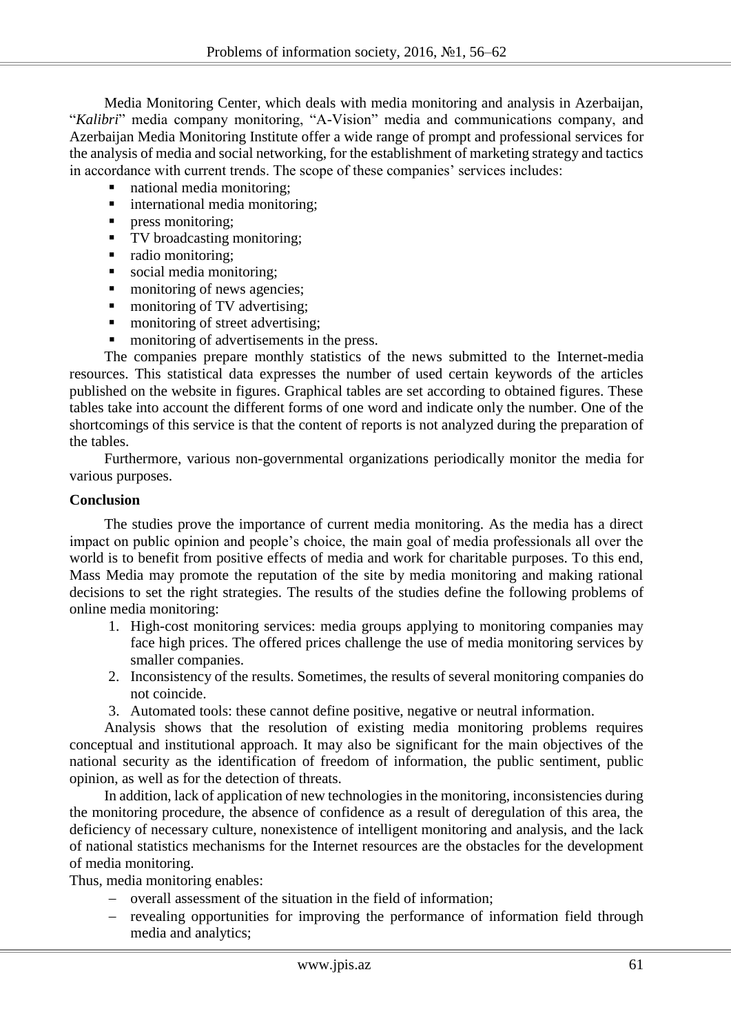Media Monitoring Center, which deals with media monitoring and analysis in Azerbaijan, "*Kalibri*" media company monitoring, "A-Vision" media and communications company, and Azerbaijan Media Monitoring Institute offer a wide range of prompt and professional services for the analysis of media and social networking, for the establishment of marketing strategy and tactics in accordance with current trends. The scope of these companies' services includes:

- national media monitoring;
- international media monitoring;
- press monitoring;
- TV broadcasting monitoring;
- radio monitoring;
- social media monitoring;
- monitoring of news agencies;
- monitoring of TV advertising;
- monitoring of street advertising;
- monitoring of advertisements in the press.

The companies prepare monthly statistics of the news submitted to the Internet-media resources. This statistical data expresses the number of used certain keywords of the articles published on the website in figures. Graphical tables are set according to obtained figures. These tables take into account the different forms of one word and indicate only the number. One of the shortcomings of this service is that the content of reports is not analyzed during the preparation of the tables.

Furthermore, various non-governmental organizations periodically monitor the media for various purposes.

**Conclusion**

The studies prove the importance of current media monitoring. As the media has a direct impact on public opinion and people's choice, the main goal of media professionals all over the world is to benefit from positive effects of media and work for charitable purposes. To this end, Mass Media may promote the reputation of the site by media monitoring and making rational decisions to set the right strategies. The results of the studies define the following problems of online media monitoring:

1. High-cost monitoring services: media groups applying to monitoring companies may face high prices. The offered prices challenge the use of media monitoring services by smaller companies.
2. Inconsistency of the results. Sometimes, the results of several monitoring companies do not coincide.
3. Automated tools: these cannot define positive, negative or neutral information.

Analysis shows that the resolution of existing media monitoring problems requires conceptual and institutional approach. It may also be significant for the main objectives of the national security as the identification of freedom of information, the public sentiment, public opinion, as well as for the detection of threats.

In addition, lack of application of new technologies in the monitoring, inconsistencies during the monitoring procedure, the absence of confidence as a result of deregulation of this area, the deficiency of necessary culture, nonexistence of intelligent monitoring and analysis, and the lack of national statistics mechanisms for the Internet resources are the obstacles for the development of media monitoring.

Thus, media monitoring enables:

- overall assessment of the situation in the field of information;
- revealing opportunities for improving the performance of information field through media and analytics;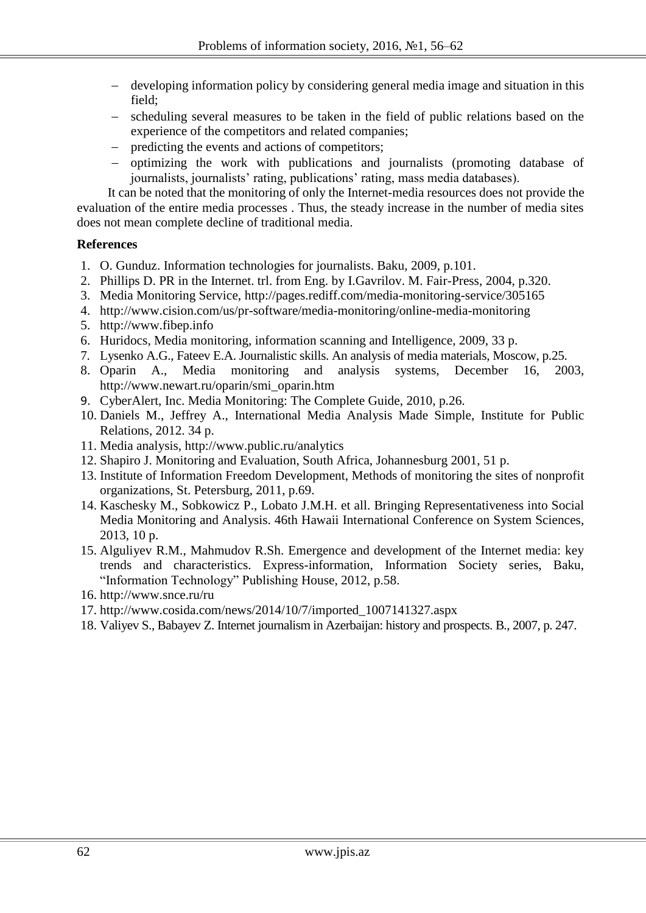- developing information policy by considering general media image and situation in this field;
- scheduling several measures to be taken in the field of public relations based on the experience of the competitors and related companies;
- predicting the events and actions of competitors;
- optimizing the work with publications and journalists (promoting database of journalists, journalists' rating, publications' rating, mass media databases).

It can be noted that the monitoring of only the Internet-media resources does not provide the evaluation of the entire media processes . Thus, the steady increase in the number of media sites does not mean complete decline of traditional media.

**References**

1. O. Gunduz. Information technologies for journalists. Baku, 2009, p.101.
2. Phillips D. PR in the Internet. trl. from Eng. by I.Gavrilov. M. Fair-Press, 2004, p.320.
3. Media Monitoring Service, http://pages.rediff.com/media-monitoring-service/305165
4. http://www.cision.com/us/pr-software/media-monitoring/online-media-monitoring
5. http://www.fibep.info
6. Huridocs, Media monitoring, information scanning and Intelligence, 2009, 33 p.
7. Lysenko A.G., Fateev E.A. Journalistic skills. An analysis of media materials, Moscow, p.25.
8. Oparin A., Media monitoring and analysis systems, December 16, 2003, http://www.newart.ru/oparin/smi_oparin.htm
9. CyberAlert, Inc. Media Monitoring: The Complete Guide, 2010, p.26.
10. Daniels M., Jeffrey A., International Media Analysis Made Simple, Institute for Public Relations, 2012. 34 p.
11. Media analysis, http://www.public.ru/analytics
12. Shapiro J. Monitoring and Evaluation, South Africa, Johannesburg 2001, 51 p.
13. Institute of Information Freedom Development, Methods of monitoring the sites of nonprofit organizations, St. Petersburg, 2011, p.69.
14. Kaschesky M., Sobkowicz P., Lobato J.M.H. et all. Bringing Representativeness into Social Media Monitoring and Analysis. 46th Hawaii International Conference on System Sciences, 2013, 10 p.
15. Alguliyev R.M., Mahmudov R.Sh. Emergence and development of the Internet media: key trends and characteristics. Express-information, Information Society series, Baku, "Information Technology" Publishing House, 2012, p.58.
16. http://www.snce.ru/ru
17. http://www.cosida.com/news/2014/10/7/imported_1007141327.aspx
18. Valiyev S., Babayev Z. Internet journalism in Azerbaijan: history and prospects. B., 2007, p. 247.